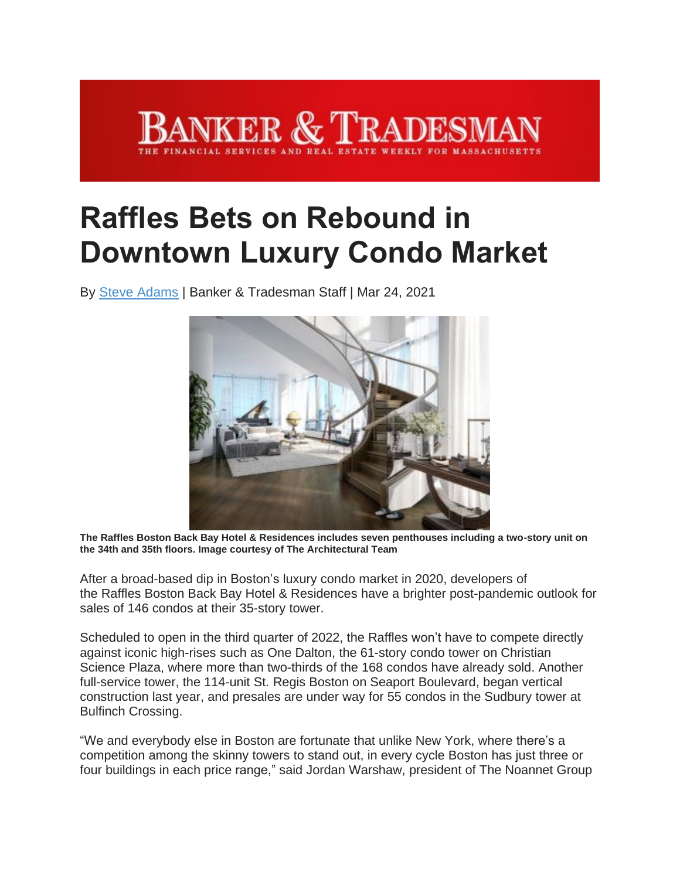BANKER & TRADESMAN

THE FINANCIAL SERVICES AND REAL ESTATE WEEKLY FOR MASSACHUSETTS

# Raffles Bets on Rebound in Downtown Luxury Condo Market

By Steve Adams | Banker & Tradesman Staff | Mar 24, 2021

**The Raffles Boston Back Bay Hotel & Residences includes seven penthouses including a two-story unit on the 34th and 35th floors. Image courtesy of The Architectural Team**

After a broad-based dip in Boston's luxury condo market in 2020, developers of the Raffles Boston Back Bay Hotel & Residences have a brighter post-pandemic outlook for sales of 146 condos at their 35-story tower.

Scheduled to open in the third quarter of 2022, the Raffles won't have to compete directly against iconic high-rises such as One Dalton, the 61-story condo tower on Christian Science Plaza, where more than two-thirds of the 168 condos have already sold. Another full-service tower, the 114-unit St. Regis Boston on Seaport Boulevard, began vertical construction last year, and presales are under way for 55 condos in the Sudbury tower at Bulfinch Crossing.

"We and everybody else in Boston are fortunate that unlike New York, where there's a competition among the skinny towers to stand out, in every cycle Boston has just three or four buildings in each price range," said Jordan Warshaw, president of The Noannet Group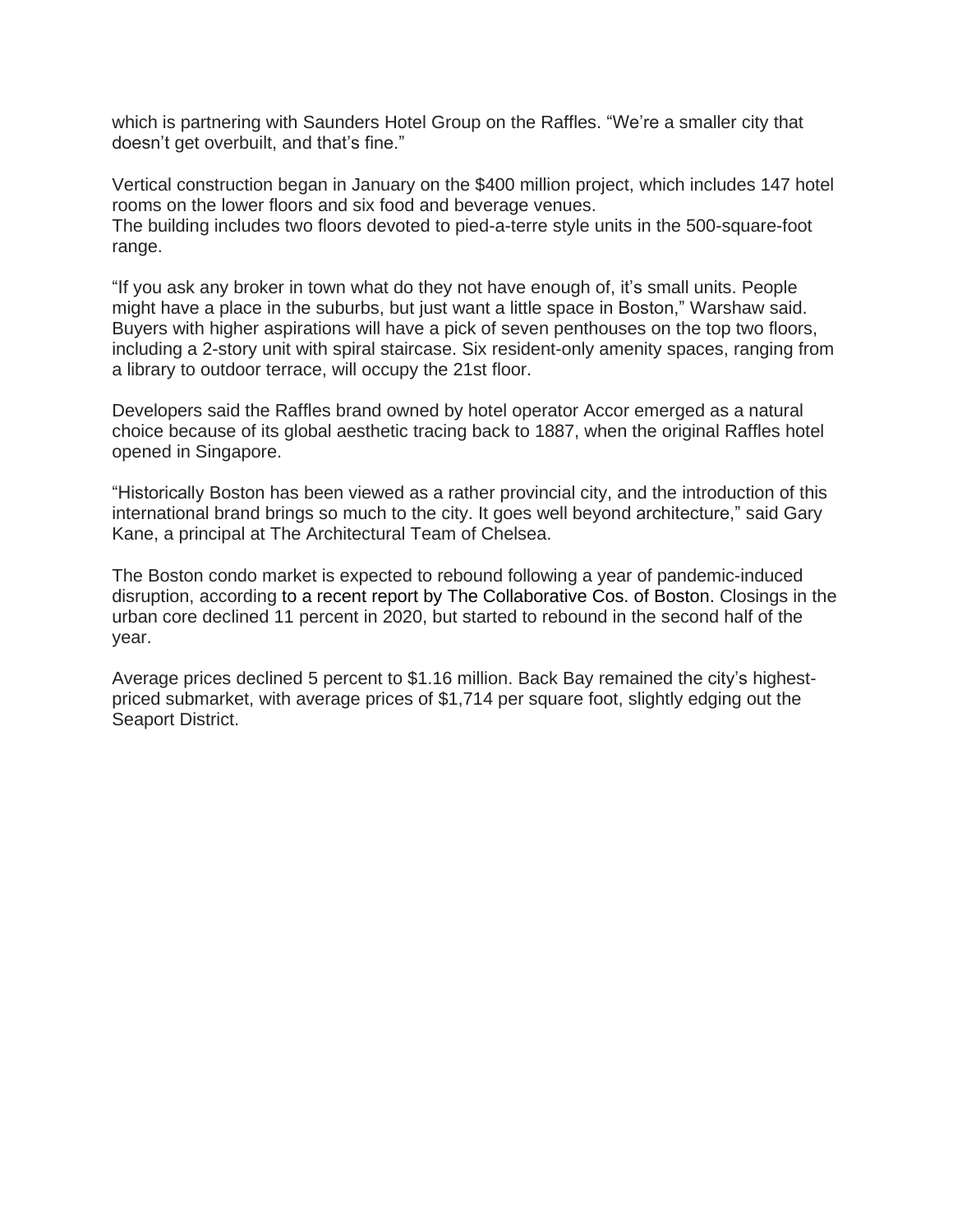which is partnering with Saunders Hotel Group on the Raffles. “We’re a smaller city that doesn’t get overbuilt, and that’s fine.”

Vertical construction began in January on the $400 million project, which includes 147 hotel rooms on the lower floors and six food and beverage venues.
The building includes two floors devoted to pied-a-terre style units in the 500-square-foot range.

“If you ask any broker in town what do they not have enough of, it’s small units. People might have a place in the suburbs, but just want a little space in Boston,” Warshaw said. Buyers with higher aspirations will have a pick of seven penthouses on the top two floors, including a 2-story unit with spiral staircase. Six resident-only amenity spaces, ranging from a library to outdoor terrace, will occupy the 21st floor.

Developers said the Raffles brand owned by hotel operator Accor emerged as a natural choice because of its global aesthetic tracing back to 1887, when the original Raffles hotel opened in Singapore.

“Historically Boston has been viewed as a rather provincial city, and the introduction of this international brand brings so much to the city. It goes well beyond architecture,” said Gary Kane, a principal at The Architectural Team of Chelsea.

The Boston condo market is expected to rebound following a year of pandemic-induced disruption, according to a recent report by The Collaborative Cos. of Boston. Closings in the urban core declined 11 percent in 2020, but started to rebound in the second half of the year.

Average prices declined 5 percent to $1.16 million. Back Bay remained the city’s highest-priced submarket, with average prices of $1,714 per square foot, slightly edging out the Seaport District.